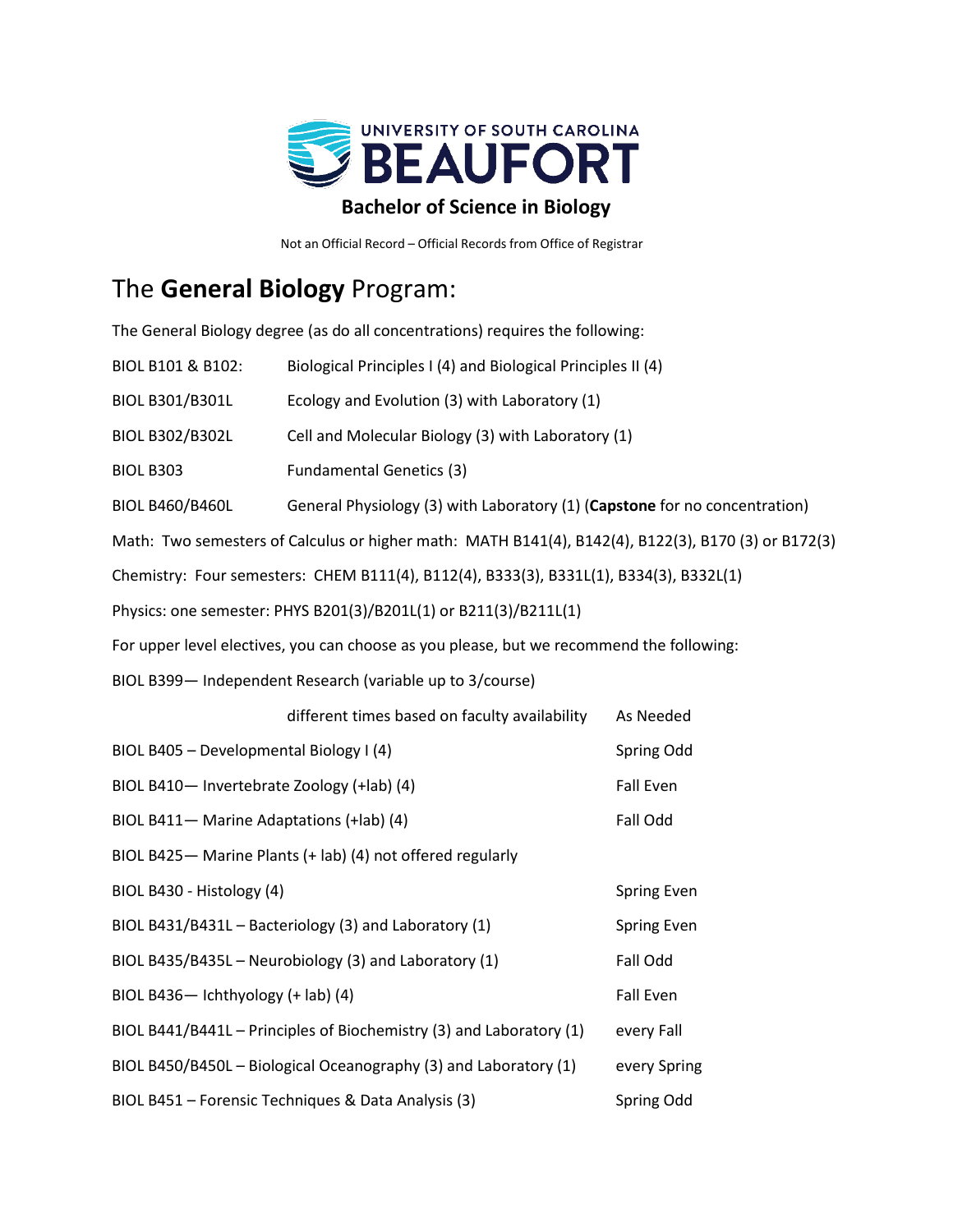UNIVERSITY OF SOUTH CAROLINA
# BEAUFORT

## Bachelor of Science in Biology

Not an Official Record – Official Records from Office of Registrar

## The **General Biology** Program:

The General Biology degree (as do all concentrations) requires the following:

BIOL B101 & B102: Biological Principles I (4) and Biological Principles II (4)

BIOL B301/B301L Ecology and Evolution (3) with Laboratory (1)

BIOL B302/B302L Cell and Molecular Biology (3) with Laboratory (1)

BIOL B303 Fundamental Genetics (3)

BIOL B460/B460L General Physiology (3) with Laboratory (1) (**Capstone** for no concentration)

Math: Two semesters of Calculus or higher math: MATH B141(4), B142(4), B122(3), B170 (3) or B172(3)

Chemistry: Four semesters: CHEM B111(4), B112(4), B333(3), B331L(1), B334(3), B332L(1)

Physics: one semester: PHYS B201(3)/B201L(1) or B211(3)/B211L(1)

For upper level electives, you can choose as you please, but we recommend the following:

| Course | Offered |
|---|---|
| BIOL B399— Independent Research (variable up to 3/course) different times based on faculty availability | As Needed |
| BIOL B405 – Developmental Biology I (4) | Spring Odd |
| BIOL B410— Invertebrate Zoology (+lab) (4) | Fall Even |
| BIOL B411— Marine Adaptations (+lab) (4) | Fall Odd |
| BIOL B425— Marine Plants (+ lab) (4) not offered regularly | |
| BIOL B430 - Histology (4) | Spring Even |
| BIOL B431/B431L – Bacteriology (3) and Laboratory (1) | Spring Even |
| BIOL B435/B435L – Neurobiology (3) and Laboratory (1) | Fall Odd |
| BIOL B436— Ichthyology (+ lab) (4) | Fall Even |
| BIOL B441/B441L – Principles of Biochemistry (3) and Laboratory (1) | every Fall |
| BIOL B450/B450L – Biological Oceanography (3) and Laboratory (1) | every Spring |
| BIOL B451 – Forensic Techniques & Data Analysis (3) | Spring Odd |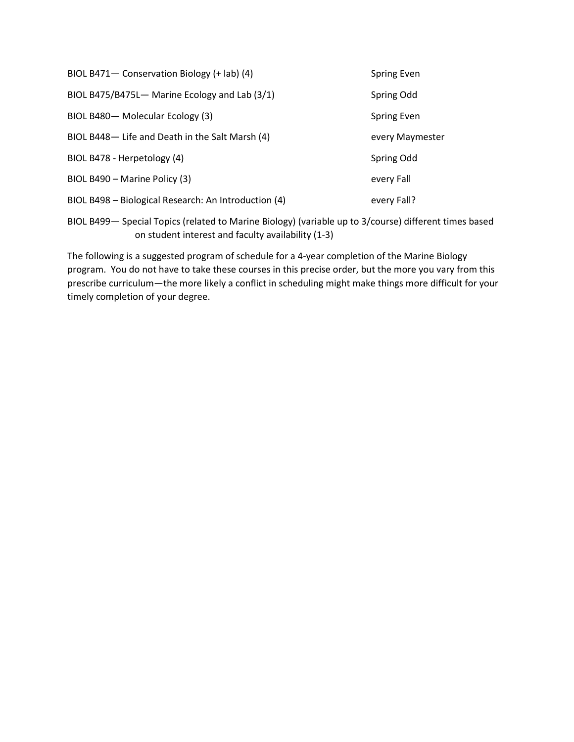| | |
|---|---|
| BIOL B471— Conservation Biology (+ lab) (4) | Spring Even |
| BIOL B475/B475L— Marine Ecology and Lab (3/1) | Spring Odd |
| BIOL B480— Molecular Ecology (3) | Spring Even |
| BIOL B448— Life and Death in the Salt Marsh (4) | every Maymester |
| BIOL B478 - Herpetology (4) | Spring Odd |
| BIOL B490 – Marine Policy (3) | every Fall |
| BIOL B498 – Biological Research: An Introduction (4) | every Fall? |

BIOL B499— Special Topics (related to Marine Biology) (variable up to 3/course) different times based on student interest and faculty availability (1-3)

The following is a suggested program of schedule for a 4-year completion of the Marine Biology program. You do not have to take these courses in this precise order, but the more you vary from this prescribe curriculum—the more likely a conflict in scheduling might make things more difficult for your timely completion of your degree.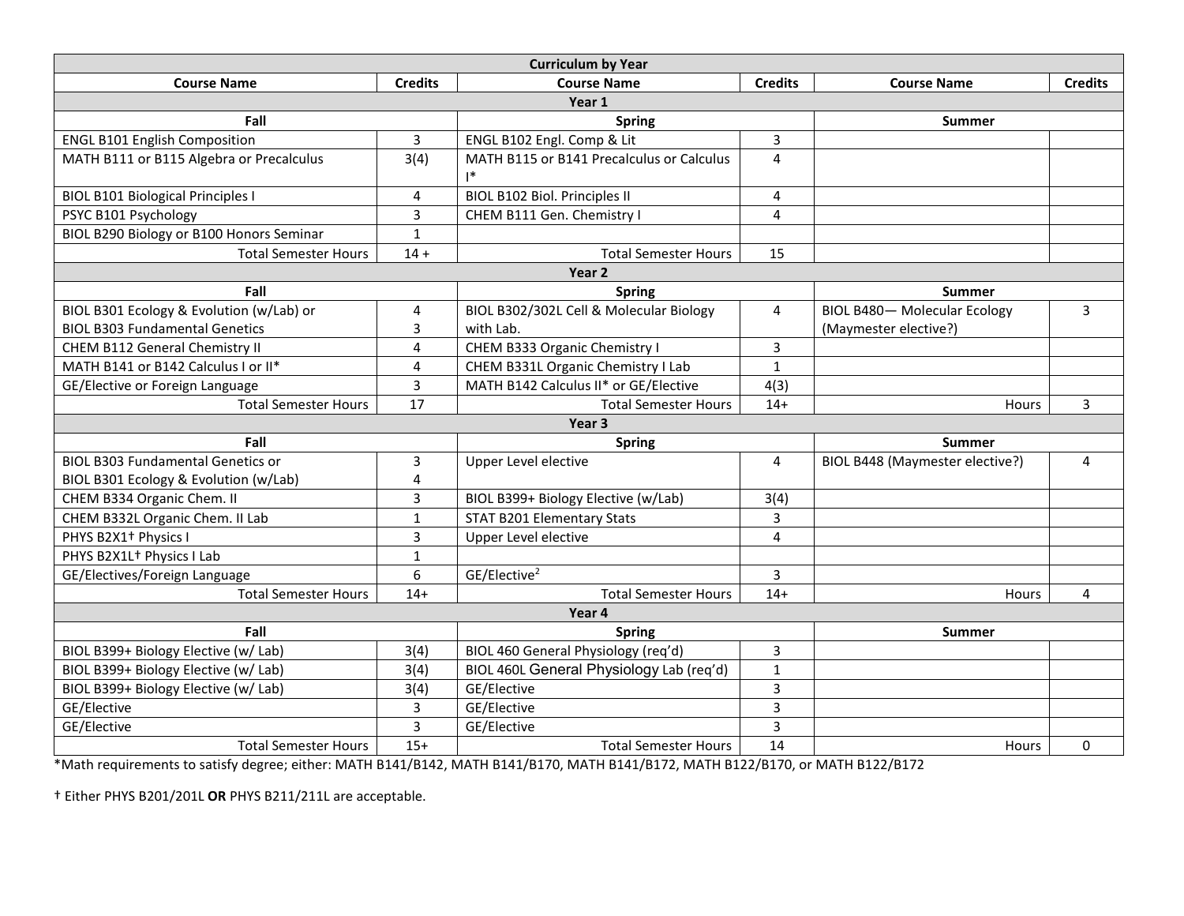| Curriculum by Year | | | | | |
|---|---|---|---|---|---|
| **Course Name** | **Credits** | **Course Name** | **Credits** | **Course Name** | **Credits** |
| **Year 1** | | | | | |
| **Fall** | | **Spring** | | **Summer** | |
| ENGL B101 English Composition | 3 | ENGL B102 Engl. Comp & Lit | 3 | | |
| MATH B111 or B115 Algebra or Precalculus | 3(4) | MATH B115 or B141 Precalculus or Calculus I* | 4 | | |
| BIOL B101 Biological Principles I | 4 | BIOL B102 Biol. Principles II | 4 | | |
| PSYC B101 Psychology | 3 | CHEM B111 Gen. Chemistry I | 4 | | |
| BIOL B290 Biology or B100 Honors Seminar | 1 | | | | |
| Total Semester Hours | 14 + | Total Semester Hours | 15 | | |
| **Year 2** | | | | | |
| **Fall** | | **Spring** | | **Summer** | |
| BIOL B301 Ecology & Evolution (w/Lab) or BIOL B303 Fundamental Genetics | 4 3 | BIOL B302/302L Cell & Molecular Biology with Lab. | 4 | BIOL B480— Molecular Ecology (Maymester elective?) | 3 |
| CHEM B112 General Chemistry II | 4 | CHEM B333 Organic Chemistry I | 3 | | |
| MATH B141 or B142 Calculus I or II* | 4 | CHEM B331L Organic Chemistry I Lab | 1 | | |
| GE/Elective or Foreign Language | 3 | MATH B142 Calculus II* or GE/Elective | 4(3) | | |
| Total Semester Hours | 17 | Total Semester Hours | 14+ | Hours | 3 |
| **Year 3** | | | | | |
| **Fall** | | **Spring** | | **Summer** | |
| BIOL B303 Fundamental Genetics or BIOL B301 Ecology & Evolution (w/Lab) | 3 4 | Upper Level elective | 4 | BIOL B448 (Maymester elective?) | 4 |
| CHEM B334 Organic Chem. II | 3 | BIOL B399+ Biology Elective (w/Lab) | 3(4) | | |
| CHEM B332L Organic Chem. II Lab | 1 | STAT B201 Elementary Stats | 3 | | |
| PHYS B2X1† Physics I | 3 | Upper Level elective | 4 | | |
| PHYS B2X1L† Physics I Lab | 1 | | | | |
| GE/Electives/Foreign Language | 6 | GE/Elective[2] | 3 | | |
| Total Semester Hours | 14+ | Total Semester Hours | 14+ | Hours | 4 |
| **Year 4** | | | | | |
| **Fall** | | **Spring** | | **Summer** | |
| BIOL B399+ Biology Elective (w/ Lab) | 3(4) | BIOL 460 General Physiology (req'd) | 3 | | |
| BIOL B399+ Biology Elective (w/ Lab) | 3(4) | BIOL 460L General Physiology Lab (req'd) | 1 | | |
| BIOL B399+ Biology Elective (w/ Lab) | 3(4) | GE/Elective | 3 | | |
| GE/Elective | 3 | GE/Elective | 3 | | |
| GE/Elective | 3 | GE/Elective | 3 | | |
| Total Semester Hours | 15+ | Total Semester Hours | 14 | Hours | 0 |

*Math requirements to satisfy degree; either: MATH B141/B142, MATH B141/B170, MATH B141/B172, MATH B122/B170, or MATH B122/B172

† Either PHYS B201/201L **OR** PHYS B211/211L are acceptable.